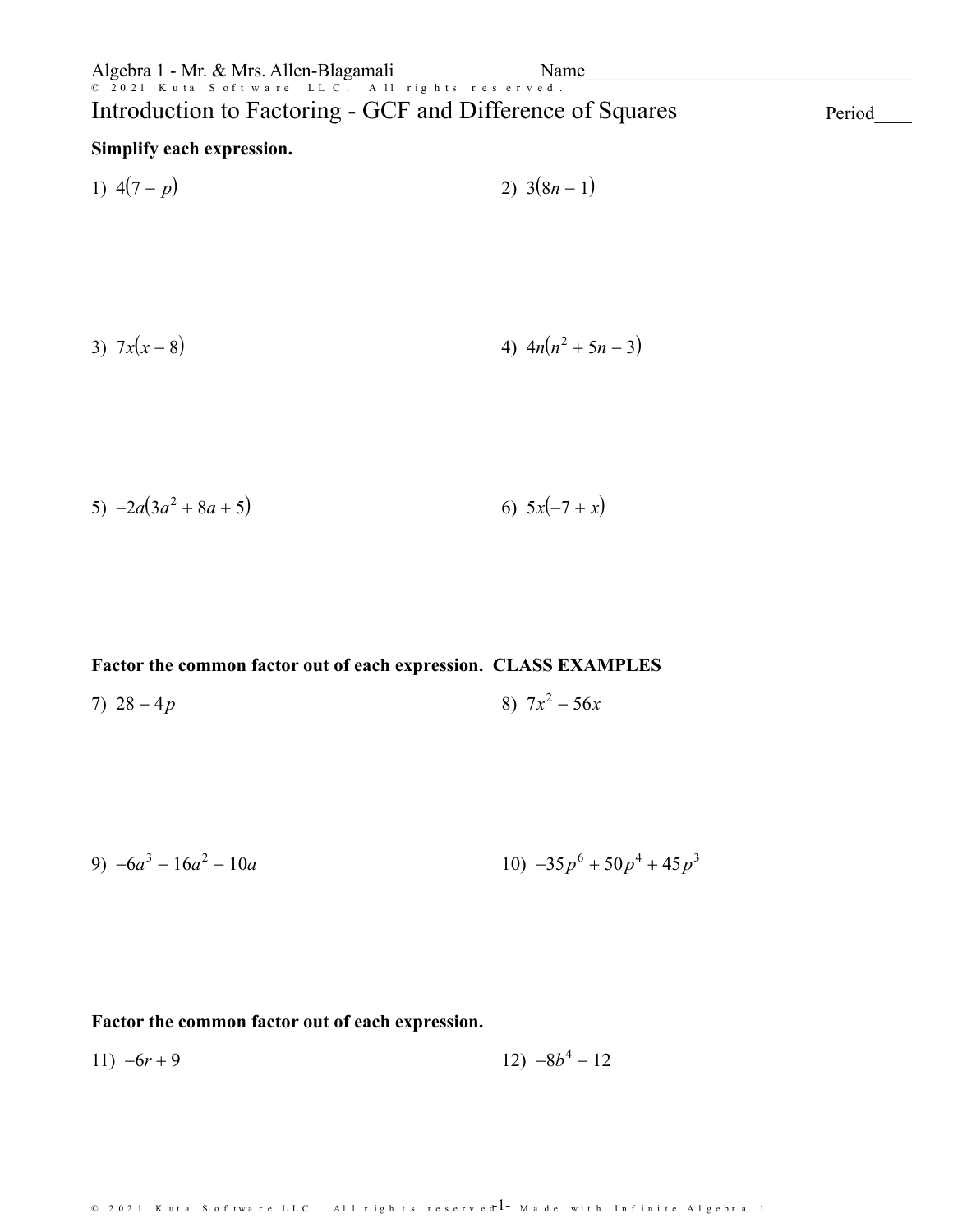Algebra 1 - Mr. & Mrs. Allen-Blagamali

Name____________________________________

# Introduction to Factoring - GCF and Difference of Squares

Period____

**Simplify each expression.**

1) $4(7 - p)$

2) $3(8n - 1)$

3) $7x(x - 8)$

4) $4n(n^2 + 5n - 3)$

5) $-2a(3a^2 + 8a + 5)$

6) $5x(-7 + x)$

**Factor the common factor out of each expression. CLASS EXAMPLES**

7) $28 - 4p$

8) $7x^2 - 56x$

9) $-6a^3 - 16a^2 - 10a$

10) $-35p^6 + 50p^4 + 45p^3$

**Factor the common factor out of each expression.**

11) $-6r + 9$

12) $-8b^4 - 12$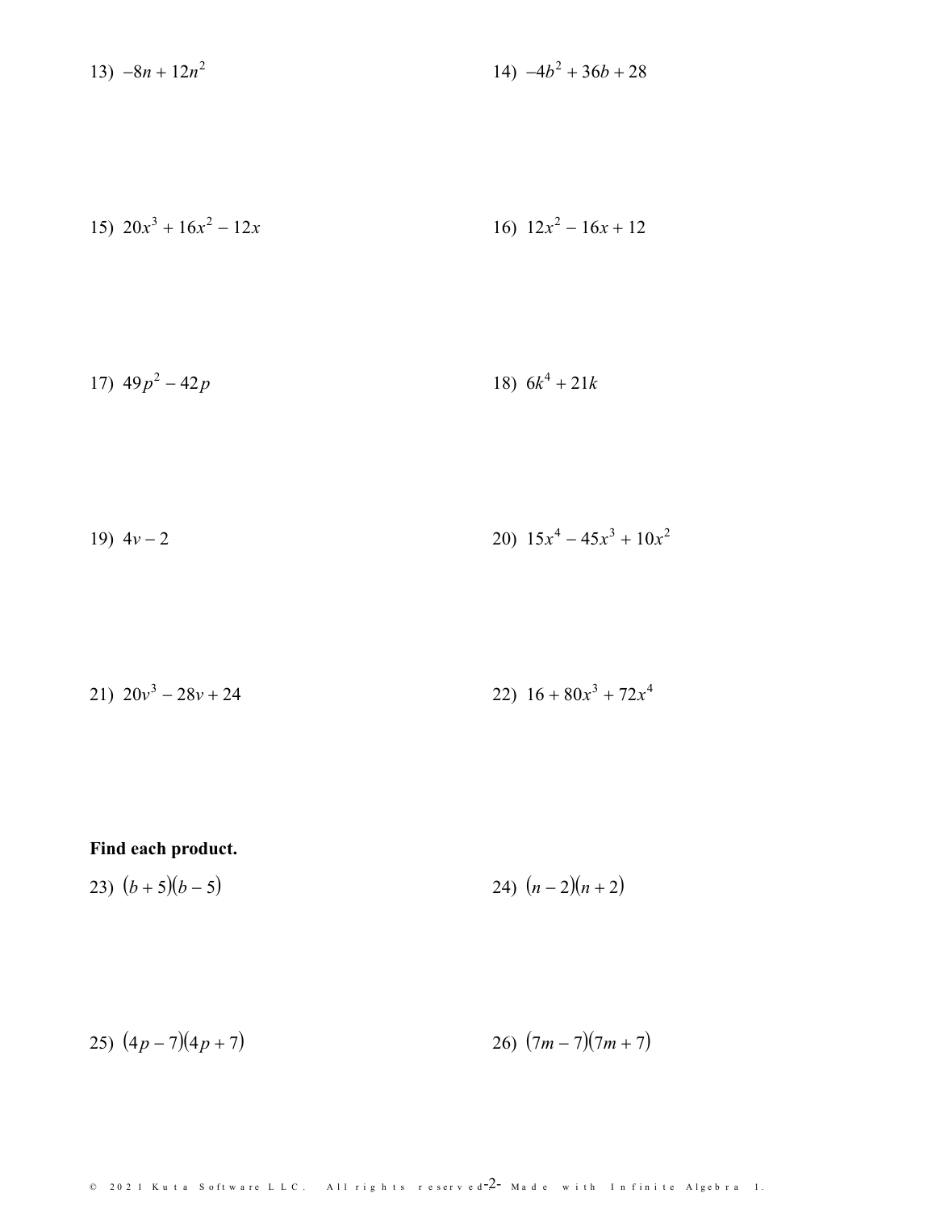13) $-8n + 12n^2$

14) $-4b^2 + 36b + 28$

15) $20x^3 + 16x^2 - 12x$

16) $12x^2 - 16x + 12$

17) $49p^2 - 42p$

18) $6k^4 + 21k$

19) $4v - 2$

20) $15x^4 - 45x^3 + 10x^2$

21) $20v^3 - 28v + 24$

22) $16 + 80x^3 + 72x^4$

**Find each product.**

23) $(b + 5)(b - 5)$

24) $(n - 2)(n + 2)$

25) $(4p - 7)(4p + 7)$

26) $(7m - 7)(7m + 7)$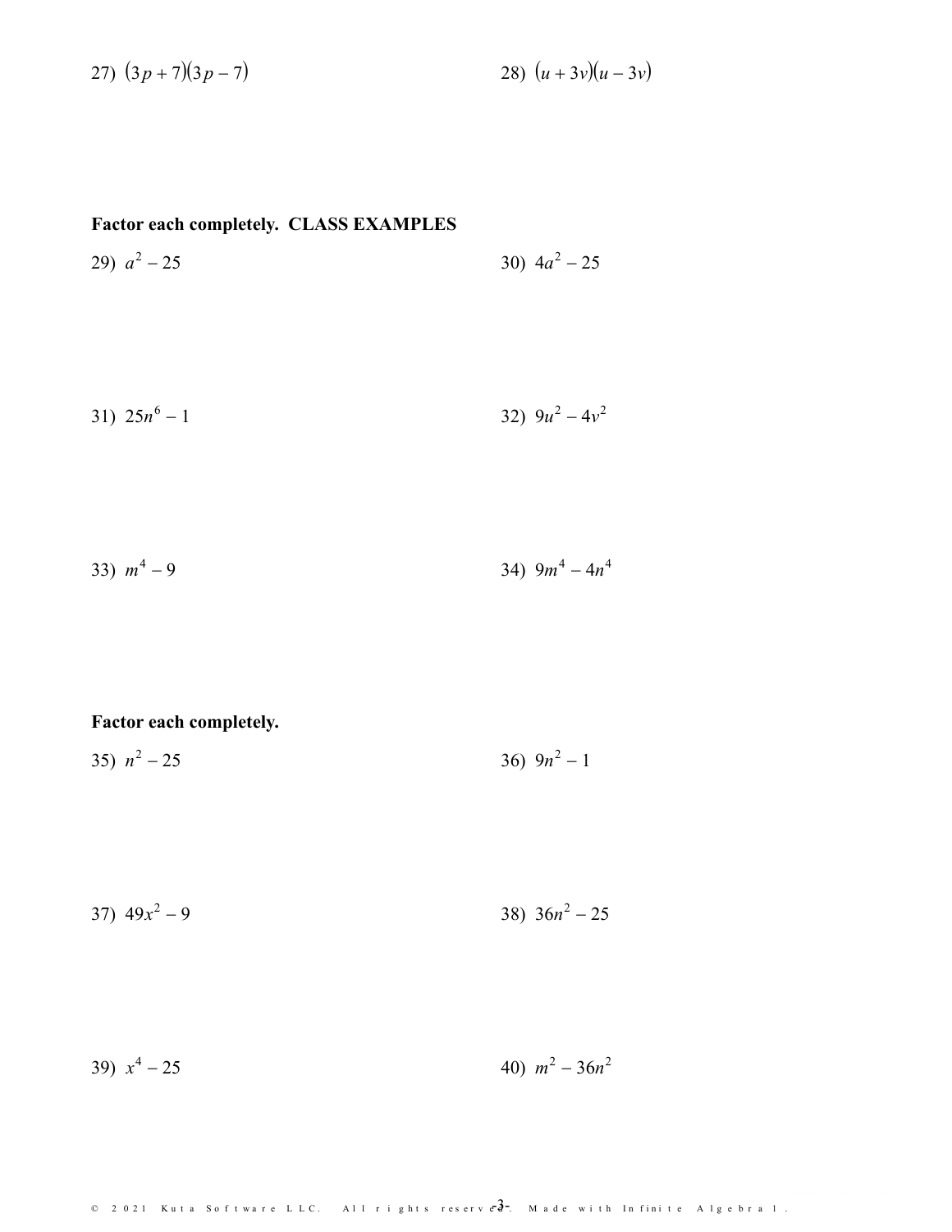27) $(3p + 7)(3p - 7)$

28) $(u + 3v)(u - 3v)$

**Factor each completely. CLASS EXAMPLES**

29) $a^2 - 25$

30) $4a^2 - 25$

31) $25n^6 - 1$

32) $9u^2 - 4v^2$

33) $m^4 - 9$

34) $9m^4 - 4n^4$

**Factor each completely.**

35) $n^2 - 25$

36) $9n^2 - 1$

37) $49x^2 - 9$

38) $36n^2 - 25$

39) $x^4 - 25$

40) $m^2 - 36n^2$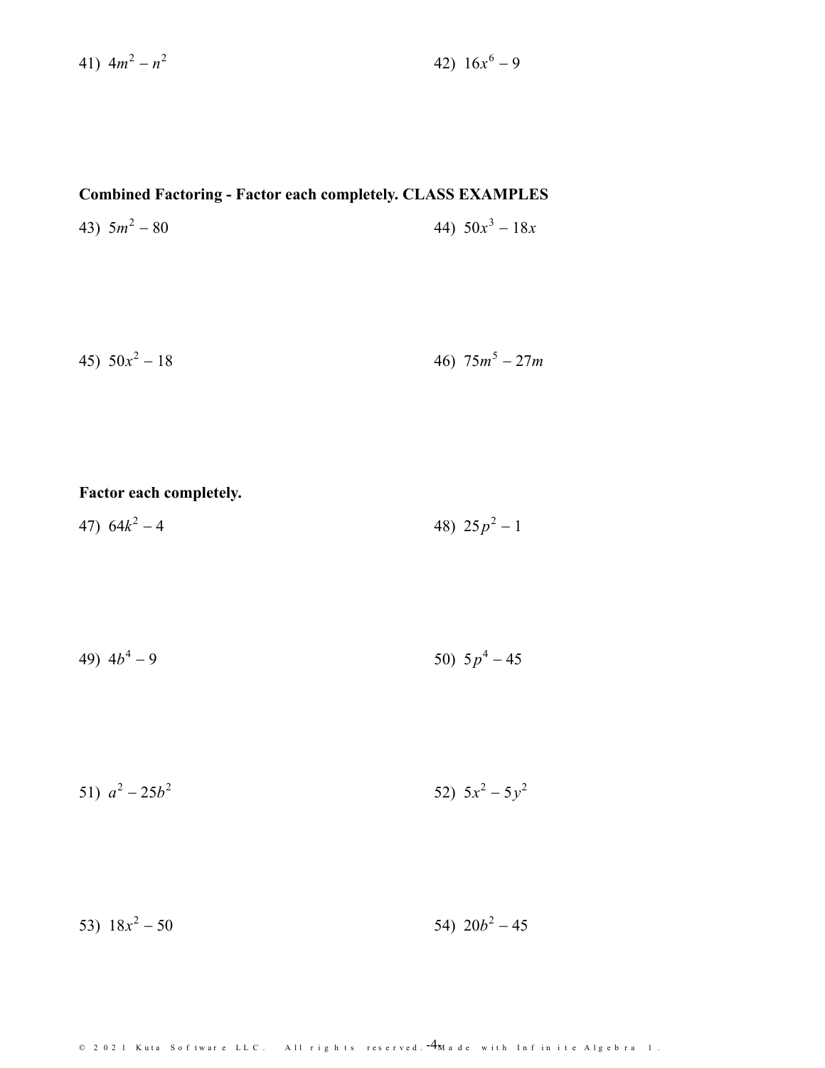41) $4m^2 - n^2$

42) $16x^6 - 9$

**Combined Factoring - Factor each completely. CLASS EXAMPLES**

43) $5m^2 - 80$

44) $50x^3 - 18x$

45) $50x^2 - 18$

46) $75m^5 - 27m$

**Factor each completely.**

47) $64k^2 - 4$

48) $25p^2 - 1$

49) $4b^4 - 9$

50) $5p^4 - 45$

51) $a^2 - 25b^2$

52) $5x^2 - 5y^2$

53) $18x^2 - 50$

54) $20b^2 - 45$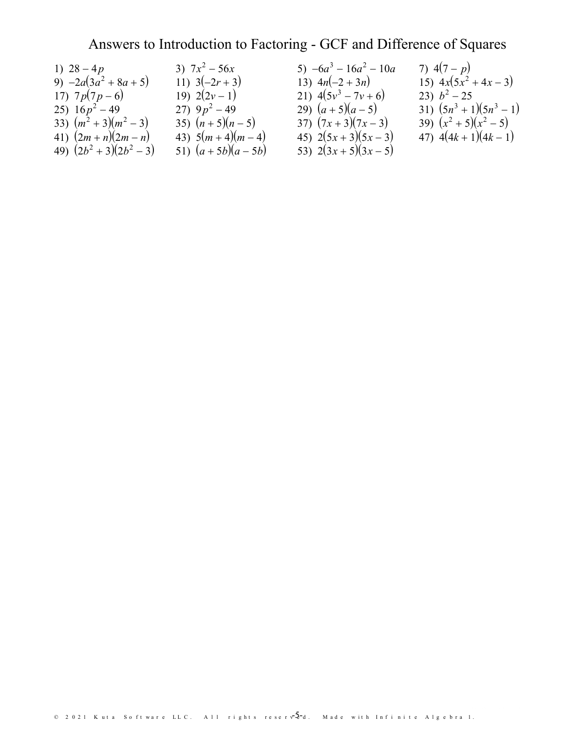# Answers to Introduction to Factoring - GCF and Difference of Squares

1) $28 - 4p$

3) $7x^2 - 56x$

5) $-6a^3 - 16a^2 - 10a$

7) $4(7 - p)$

9) $-2a(3a^2 + 8a + 5)$

11) $3(-2r + 3)$

13) $4n(-2 + 3n)$

15) $4x(5x^2 + 4x - 3)$

17) $7p(7p - 6)$

19) $2(2v - 1)$

21) $4(5v^3 - 7v + 6)$

23) $b^2 - 25$

25) $16p^2 - 49$

27) $9p^2 - 49$

29) $(a + 5)(a - 5)$

31) $(5n^3 + 1)(5n^3 - 1)$

33) $(m^2 + 3)(m^2 - 3)$

35) $(n + 5)(n - 5)$

37) $(7x + 3)(7x - 3)$

39) $(x^2 + 5)(x^2 - 5)$

41) $(2m + n)(2m - n)$

43) $5(m + 4)(m - 4)$

45) $2(5x + 3)(5x - 3)$

47) $4(4k + 1)(4k - 1)$

49) $(2b^2 + 3)(2b^2 - 3)$

51) $(a + 5b)(a - 5b)$

53) $2(3x + 5)(3x - 5)$